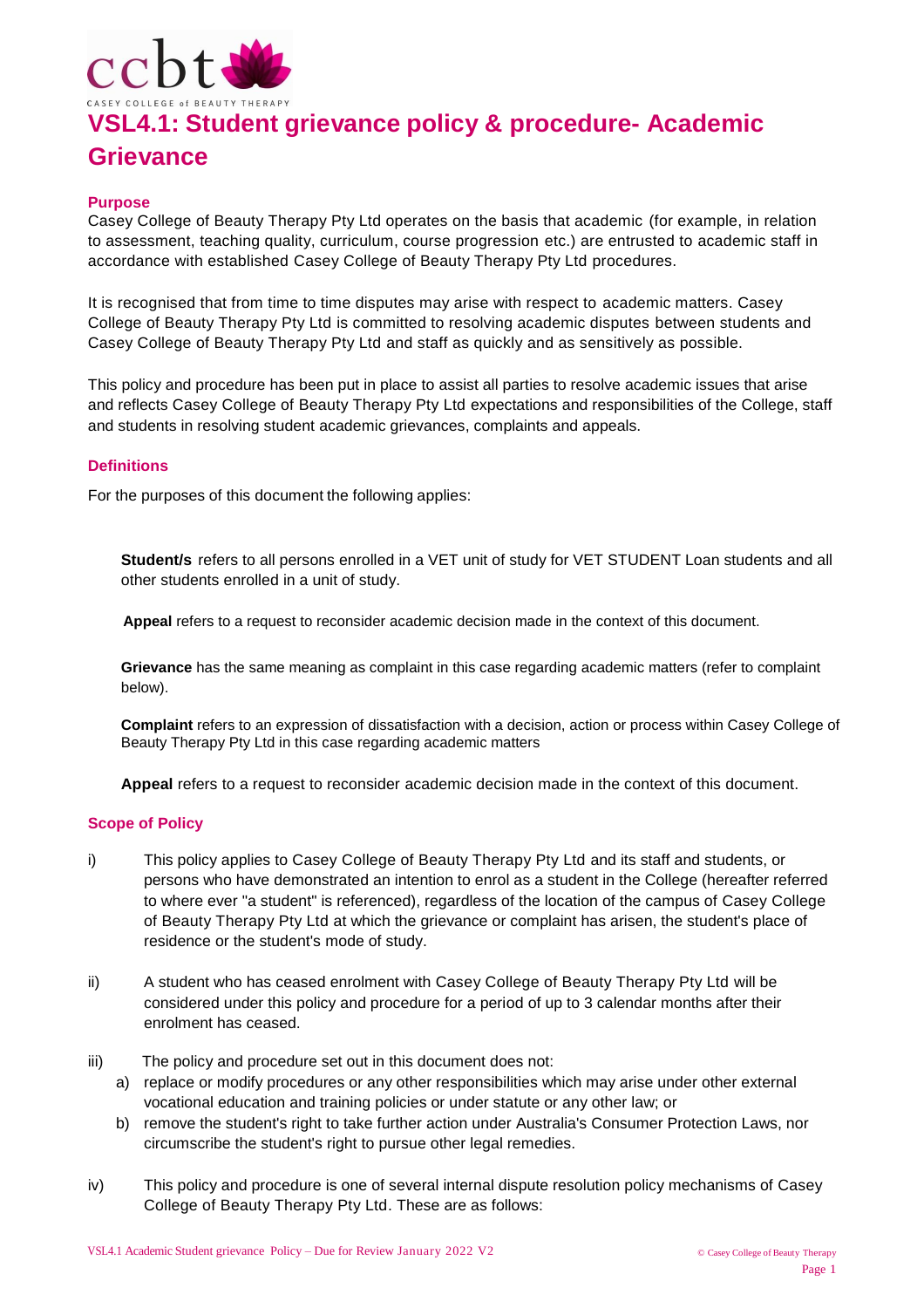# VSL4.1: Student grievance policy & procedure- Academic Grievance

### Purpose

Casey College of Beauty Therapy Pty Ltd operates on the basis that academic (for example, in relation to assessment, teaching quality, curriculum, course progression etc.) are entrusted to academic staff in accordance with established Casey College of Beauty Therapy Pty Ltd procedures.

It is recognised that from time to time disputes may arise with respect to academic matters. Casey College of Beauty Therapy Pty Ltd is committed to resolving academic disputes between students and Casey College of Beauty Therapy Pty Ltd and staff as quickly and as sensitively as possible.

This policy and procedure has been put in place to assist all parties to resolve academic issues that arise and reflects Casey College of Beauty Therapy Pty Ltd expectations and responsibilities of the College, staff and students in resolving student academic grievances, complaints and appeals.

### Definitions

For the purposes of this document the following applies:

**Student/s** refers to all persons enrolled in a VET unit of study for VET STUDENT Loan students and all other students enrolled in a unit of study.

**Appeal** refers to a request to reconsider academic decision made in the context of this document.

**Grievance** has the same meaning as complaint in this case regarding academic matters (refer to complaint below).

**Complaint** refers to an expression of dissatisfaction with a decision, action or process within Casey College of Beauty Therapy Pty Ltd in this case regarding academic matters

**Appeal** refers to a request to reconsider academic decision made in the context of this document.

### Scope of Policy

i) This policy applies to Casey College of Beauty Therapy Pty Ltd and its staff and students, or persons who have demonstrated an intention to enrol as a student in the College (hereafter referred to where ever "a student" is referenced), regardless of the location of the campus of Casey College of Beauty Therapy Pty Ltd at which the grievance or complaint has arisen, the student's place of residence or the student's mode of study.

ii) A student who has ceased enrolment with Casey College of Beauty Therapy Pty Ltd will be considered under this policy and procedure for a period of up to 3 calendar months after their enrolment has ceased.

iii) The policy and procedure set out in this document does not:

   a) replace or modify procedures or any other responsibilities which may arise under other external vocational education and training policies or under statute or any other law; or
   b) remove the student's right to take further action under Australia's Consumer Protection Laws, nor circumscribe the student's right to pursue other legal remedies.

iv) This policy and procedure is one of several internal dispute resolution policy mechanisms of Casey College of Beauty Therapy Pty Ltd. These are as follows: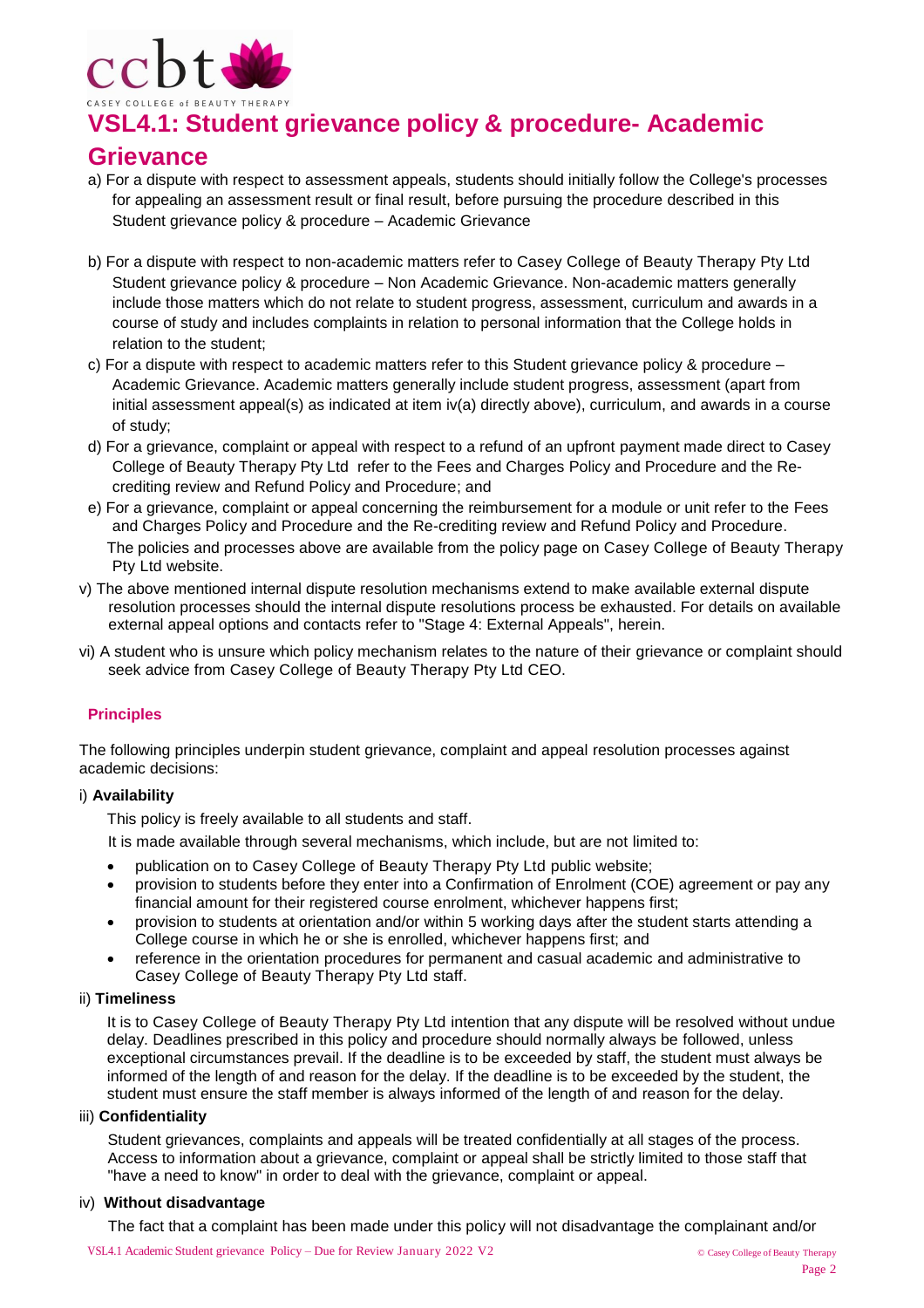# VSL4.1: Student grievance policy & procedure- Academic Grievance

a) For a dispute with respect to assessment appeals, students should initially follow the College's processes for appealing an assessment result or final result, before pursuing the procedure described in this Student grievance policy & procedure – Academic Grievance

b) For a dispute with respect to non-academic matters refer to Casey College of Beauty Therapy Pty Ltd Student grievance policy & procedure – Non Academic Grievance. Non-academic matters generally include those matters which do not relate to student progress, assessment, curriculum and awards in a course of study and includes complaints in relation to personal information that the College holds in relation to the student;

c) For a dispute with respect to academic matters refer to this Student grievance policy & procedure – Academic Grievance. Academic matters generally include student progress, assessment (apart from initial assessment appeal(s) as indicated at item iv(a) directly above), curriculum, and awards in a course of study;

d) For a grievance, complaint or appeal with respect to a refund of an upfront payment made direct to Casey College of Beauty Therapy Pty Ltd refer to the Fees and Charges Policy and Procedure and the Re-crediting review and Refund Policy and Procedure; and

e) For a grievance, complaint or appeal concerning the reimbursement for a module or unit refer to the Fees and Charges Policy and Procedure and the Re-crediting review and Refund Policy and Procedure.

The policies and processes above are available from the policy page on Casey College of Beauty Therapy Pty Ltd website.

v) The above mentioned internal dispute resolution mechanisms extend to make available external dispute resolution processes should the internal dispute resolutions process be exhausted. For details on available external appeal options and contacts refer to "Stage 4: External Appeals", herein.

vi) A student who is unsure which policy mechanism relates to the nature of their grievance or complaint should seek advice from Casey College of Beauty Therapy Pty Ltd CEO.

### Principles

The following principles underpin student grievance, complaint and appeal resolution processes against academic decisions:

i) **Availability**

This policy is freely available to all students and staff.

It is made available through several mechanisms, which include, but are not limited to:

- publication on to Casey College of Beauty Therapy Pty Ltd public website;
- provision to students before they enter into a Confirmation of Enrolment (COE) agreement or pay any financial amount for their registered course enrolment, whichever happens first;
- provision to students at orientation and/or within 5 working days after the student starts attending a College course in which he or she is enrolled, whichever happens first; and
- reference in the orientation procedures for permanent and casual academic and administrative to Casey College of Beauty Therapy Pty Ltd staff.

ii) **Timeliness**

It is to Casey College of Beauty Therapy Pty Ltd intention that any dispute will be resolved without undue delay. Deadlines prescribed in this policy and procedure should normally always be followed, unless exceptional circumstances prevail. If the deadline is to be exceeded by staff, the student must always be informed of the length of and reason for the delay. If the deadline is to be exceeded by the student, the student must ensure the staff member is always informed of the length of and reason for the delay.

iii) **Confidentiality**

Student grievances, complaints and appeals will be treated confidentially at all stages of the process. Access to information about a grievance, complaint or appeal shall be strictly limited to those staff that "have a need to know" in order to deal with the grievance, complaint or appeal.

iv) **Without disadvantage**

The fact that a complaint has been made under this policy will not disadvantage the complainant and/or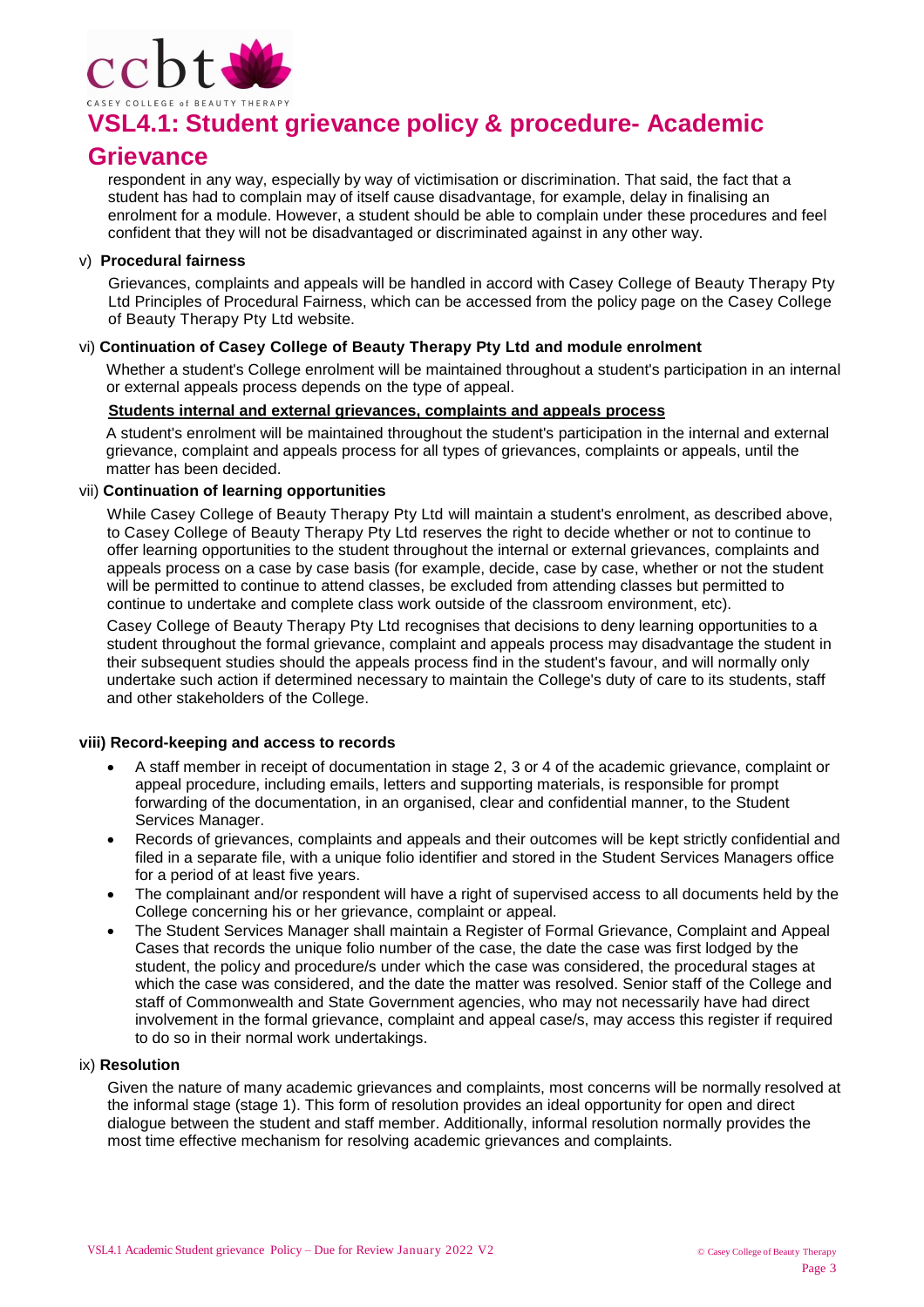respondent in any way, especially by way of victimisation or discrimination. That said, the fact that a student has had to complain may of itself cause disadvantage, for example, delay in finalising an enrolment for a module. However, a student should be able to complain under these procedures and feel confident that they will not be disadvantaged or discriminated against in any other way.

v) **Procedural fairness**

Grievances, complaints and appeals will be handled in accord with Casey College of Beauty Therapy Pty Ltd Principles of Procedural Fairness, which can be accessed from the policy page on the Casey College of Beauty Therapy Pty Ltd website.

vi) **Continuation of Casey College of Beauty Therapy Pty Ltd and module enrolment**

Whether a student's College enrolment will be maintained throughout a student's participation in an internal or external appeals process depends on the type of appeal.

**<u>Students internal and external grievances, complaints and appeals process</u>**

A student's enrolment will be maintained throughout the student's participation in the internal and external grievance, complaint and appeals process for all types of grievances, complaints or appeals, until the matter has been decided.

vii) **Continuation of learning opportunities**

While Casey College of Beauty Therapy Pty Ltd will maintain a student's enrolment, as described above, to Casey College of Beauty Therapy Pty Ltd reserves the right to decide whether or not to continue to offer learning opportunities to the student throughout the internal or external grievances, complaints and appeals process on a case by case basis (for example, decide, case by case, whether or not the student will be permitted to continue to attend classes, be excluded from attending classes but permitted to continue to undertake and complete class work outside of the classroom environment, etc).

Casey College of Beauty Therapy Pty Ltd recognises that decisions to deny learning opportunities to a student throughout the formal grievance, complaint and appeals process may disadvantage the student in their subsequent studies should the appeals process find in the student's favour, and will normally only undertake such action if determined necessary to maintain the College's duty of care to its students, staff and other stakeholders of the College.

**viii) Record-keeping and access to records**

- A staff member in receipt of documentation in stage 2, 3 or 4 of the academic grievance, complaint or appeal procedure, including emails, letters and supporting materials, is responsible for prompt forwarding of the documentation, in an organised, clear and confidential manner, to the Student Services Manager.
- Records of grievances, complaints and appeals and their outcomes will be kept strictly confidential and filed in a separate file, with a unique folio identifier and stored in the Student Services Managers office for a period of at least five years.
- The complainant and/or respondent will have a right of supervised access to all documents held by the College concerning his or her grievance, complaint or appeal.
- The Student Services Manager shall maintain a Register of Formal Grievance, Complaint and Appeal Cases that records the unique folio number of the case, the date the case was first lodged by the student, the policy and procedure/s under which the case was considered, the procedural stages at which the case was considered, and the date the matter was resolved. Senior staff of the College and staff of Commonwealth and State Government agencies, who may not necessarily have had direct involvement in the formal grievance, complaint and appeal case/s, may access this register if required to do so in their normal work undertakings.

ix) **Resolution**

Given the nature of many academic grievances and complaints, most concerns will be normally resolved at the informal stage (stage 1). This form of resolution provides an ideal opportunity for open and direct dialogue between the student and staff member. Additionally, informal resolution normally provides the most time effective mechanism for resolving academic grievances and complaints.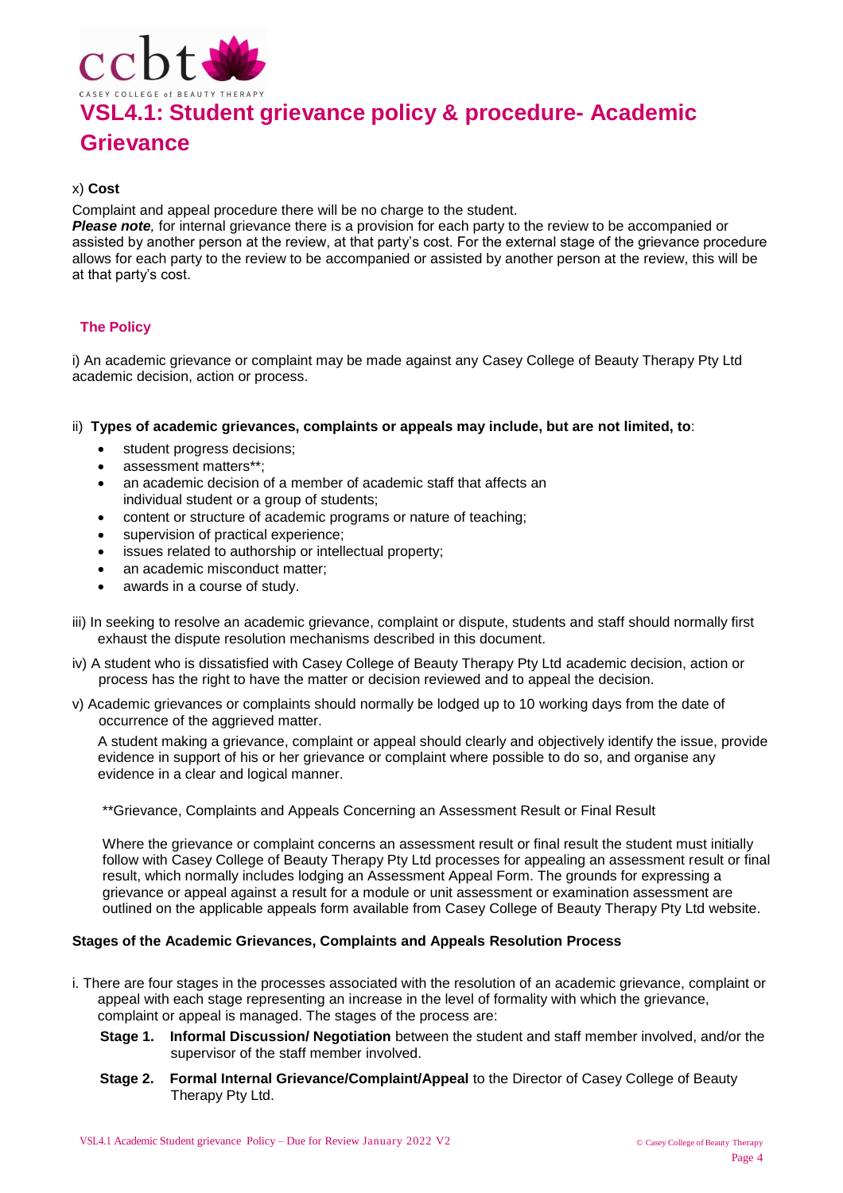# VSL4.1: Student grievance policy & procedure- Academic Grievance

x) **Cost**

Complaint and appeal procedure there will be no charge to the student.
***Please note***, for internal grievance there is a provision for each party to the review to be accompanied or assisted by another person at the review, at that party's cost. For the external stage of the grievance procedure allows for each party to the review to be accompanied or assisted by another person at the review, this will be at that party's cost.

## The Policy

i) An academic grievance or complaint may be made against any Casey College of Beauty Therapy Pty Ltd academic decision, action or process.

ii) **Types of academic grievances, complaints or appeals may include, but are not limited, to**:

- student progress decisions;
- assessment matters**;
- an academic decision of a member of academic staff that affects an individual student or a group of students;
- content or structure of academic programs or nature of teaching;
- supervision of practical experience;
- issues related to authorship or intellectual property;
- an academic misconduct matter;
- awards in a course of study.

iii) In seeking to resolve an academic grievance, complaint or dispute, students and staff should normally first exhaust the dispute resolution mechanisms described in this document.

iv) A student who is dissatisfied with Casey College of Beauty Therapy Pty Ltd academic decision, action or process has the right to have the matter or decision reviewed and to appeal the decision.

v) Academic grievances or complaints should normally be lodged up to 10 working days from the date of occurrence of the aggrieved matter.

A student making a grievance, complaint or appeal should clearly and objectively identify the issue, provide evidence in support of his or her grievance or complaint where possible to do so, and organise any evidence in a clear and logical manner.

**Grievance, Complaints and Appeals Concerning an Assessment Result or Final Result

Where the grievance or complaint concerns an assessment result or final result the student must initially follow with Casey College of Beauty Therapy Pty Ltd processes for appealing an assessment result or final result, which normally includes lodging an Assessment Appeal Form. The grounds for expressing a grievance or appeal against a result for a module or unit assessment or examination assessment are outlined on the applicable appeals form available from Casey College of Beauty Therapy Pty Ltd website.

**Stages of the Academic Grievances, Complaints and Appeals Resolution Process**

i. There are four stages in the processes associated with the resolution of an academic grievance, complaint or appeal with each stage representing an increase in the level of formality with which the grievance, complaint or appeal is managed. The stages of the process are:

**Stage 1.** **Informal Discussion/ Negotiation** between the student and staff member involved, and/or the supervisor of the staff member involved.

**Stage 2.** **Formal Internal Grievance/Complaint/Appeal** to the Director of Casey College of Beauty Therapy Pty Ltd.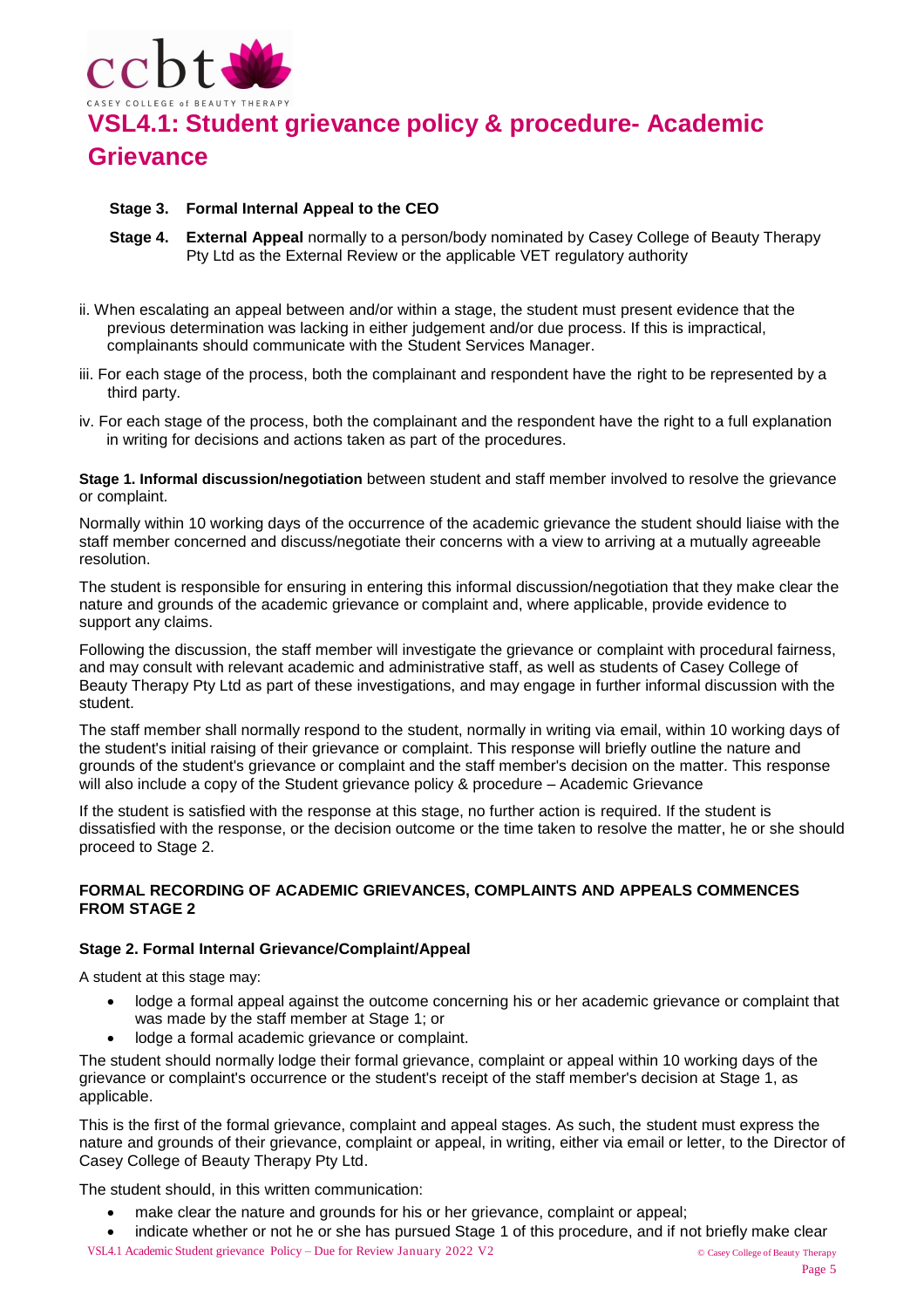**Stage 3.** **Formal Internal Appeal to the CEO**

**Stage 4.** **External Appeal** normally to a person/body nominated by Casey College of Beauty Therapy Pty Ltd as the External Review or the applicable VET regulatory authority

ii. When escalating an appeal between and/or within a stage, the student must present evidence that the previous determination was lacking in either judgement and/or due process. If this is impractical, complainants should communicate with the Student Services Manager.

iii. For each stage of the process, both the complainant and respondent have the right to be represented by a third party.

iv. For each stage of the process, both the complainant and the respondent have the right to a full explanation in writing for decisions and actions taken as part of the procedures.

**Stage 1. Informal discussion/negotiation** between student and staff member involved to resolve the grievance or complaint.

Normally within 10 working days of the occurrence of the academic grievance the student should liaise with the staff member concerned and discuss/negotiate their concerns with a view to arriving at a mutually agreeable resolution.

The student is responsible for ensuring in entering this informal discussion/negotiation that they make clear the nature and grounds of the academic grievance or complaint and, where applicable, provide evidence to support any claims.

Following the discussion, the staff member will investigate the grievance or complaint with procedural fairness, and may consult with relevant academic and administrative staff, as well as students of Casey College of Beauty Therapy Pty Ltd as part of these investigations, and may engage in further informal discussion with the student.

The staff member shall normally respond to the student, normally in writing via email, within 10 working days of the student's initial raising of their grievance or complaint. This response will briefly outline the nature and grounds of the student's grievance or complaint and the staff member's decision on the matter. This response will also include a copy of the Student grievance policy & procedure – Academic Grievance

If the student is satisfied with the response at this stage, no further action is required. If the student is dissatisfied with the response, or the decision outcome or the time taken to resolve the matter, he or she should proceed to Stage 2.

**FORMAL RECORDING OF ACADEMIC GRIEVANCES, COMPLAINTS AND APPEALS COMMENCES FROM STAGE 2**

**Stage 2. Formal Internal Grievance/Complaint/Appeal**

A student at this stage may:

- lodge a formal appeal against the outcome concerning his or her academic grievance or complaint that was made by the staff member at Stage 1; or
- lodge a formal academic grievance or complaint.

The student should normally lodge their formal grievance, complaint or appeal within 10 working days of the grievance or complaint's occurrence or the student's receipt of the staff member's decision at Stage 1, as applicable.

This is the first of the formal grievance, complaint and appeal stages. As such, the student must express the nature and grounds of their grievance, complaint or appeal, in writing, either via email or letter, to the Director of Casey College of Beauty Therapy Pty Ltd.

The student should, in this written communication:

- make clear the nature and grounds for his or her grievance, complaint or appeal;
- indicate whether or not he or she has pursued Stage 1 of this procedure, and if not briefly make clear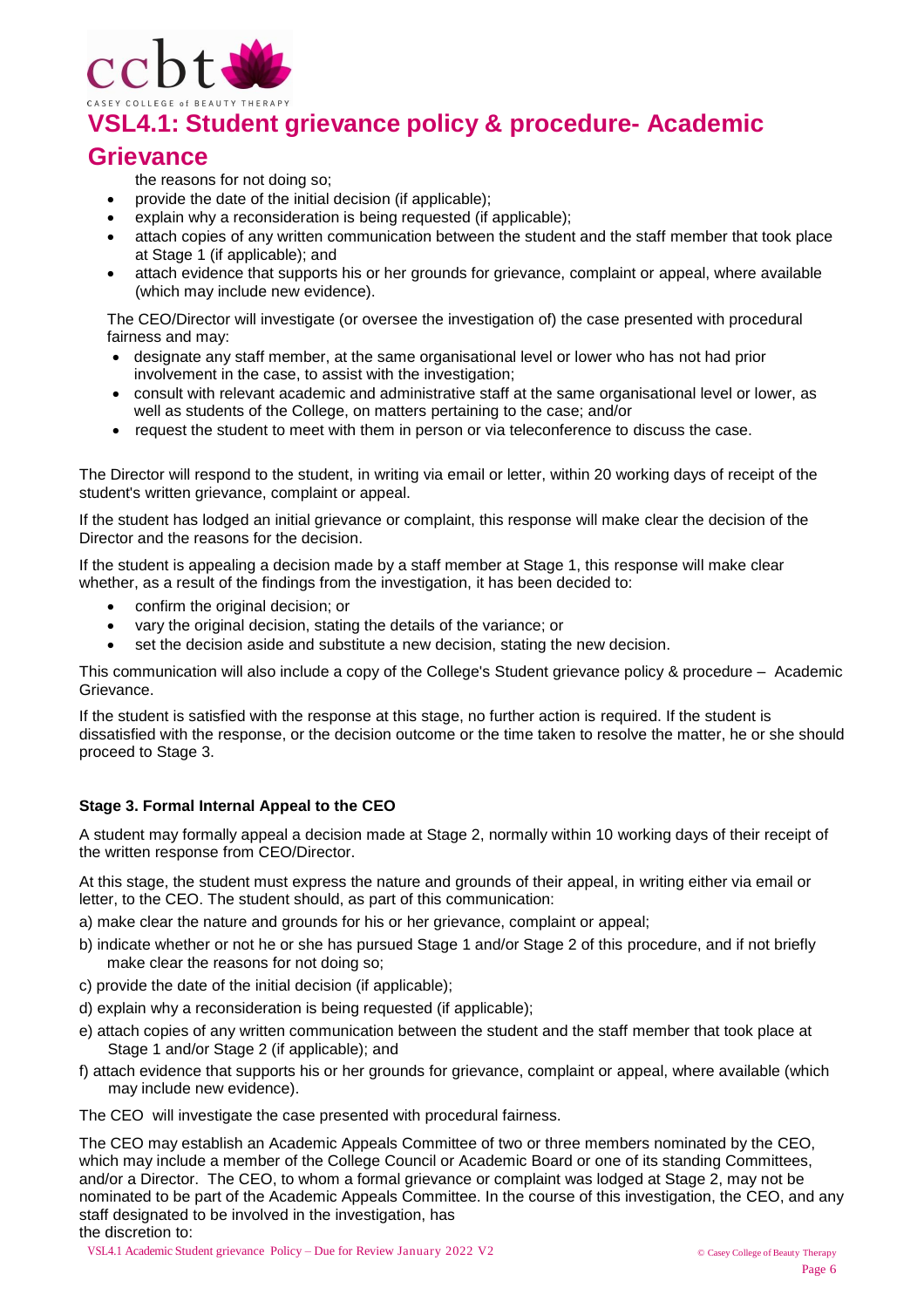the reasons for not doing so;

- provide the date of the initial decision (if applicable);
- explain why a reconsideration is being requested (if applicable);
- attach copies of any written communication between the student and the staff member that took place at Stage 1 (if applicable); and
- attach evidence that supports his or her grounds for grievance, complaint or appeal, where available (which may include new evidence).

The CEO/Director will investigate (or oversee the investigation of) the case presented with procedural fairness and may:

- designate any staff member, at the same organisational level or lower who has not had prior involvement in the case, to assist with the investigation;
- consult with relevant academic and administrative staff at the same organisational level or lower, as well as students of the College, on matters pertaining to the case; and/or
- request the student to meet with them in person or via teleconference to discuss the case.

The Director will respond to the student, in writing via email or letter, within 20 working days of receipt of the student's written grievance, complaint or appeal.

If the student has lodged an initial grievance or complaint, this response will make clear the decision of the Director and the reasons for the decision.

If the student is appealing a decision made by a staff member at Stage 1, this response will make clear whether, as a result of the findings from the investigation, it has been decided to:

- confirm the original decision; or
- vary the original decision, stating the details of the variance; or
- set the decision aside and substitute a new decision, stating the new decision.

This communication will also include a copy of the College's Student grievance policy & procedure – Academic Grievance.

If the student is satisfied with the response at this stage, no further action is required. If the student is dissatisfied with the response, or the decision outcome or the time taken to resolve the matter, he or she should proceed to Stage 3.

**Stage 3. Formal Internal Appeal to the CEO**

A student may formally appeal a decision made at Stage 2, normally within 10 working days of their receipt of the written response from CEO/Director.

At this stage, the student must express the nature and grounds of their appeal, in writing either via email or letter, to the CEO. The student should, as part of this communication:

a) make clear the nature and grounds for his or her grievance, complaint or appeal;

b) indicate whether or not he or she has pursued Stage 1 and/or Stage 2 of this procedure, and if not briefly make clear the reasons for not doing so;

c) provide the date of the initial decision (if applicable);

d) explain why a reconsideration is being requested (if applicable);

e) attach copies of any written communication between the student and the staff member that took place at Stage 1 and/or Stage 2 (if applicable); and

f) attach evidence that supports his or her grounds for grievance, complaint or appeal, where available (which may include new evidence).

The CEO will investigate the case presented with procedural fairness.

The CEO may establish an Academic Appeals Committee of two or three members nominated by the CEO, which may include a member of the College Council or Academic Board or one of its standing Committees, and/or a Director. The CEO, to whom a formal grievance or complaint was lodged at Stage 2, may not be nominated to be part of the Academic Appeals Committee. In the course of this investigation, the CEO, and any staff designated to be involved in the investigation, has the discretion to: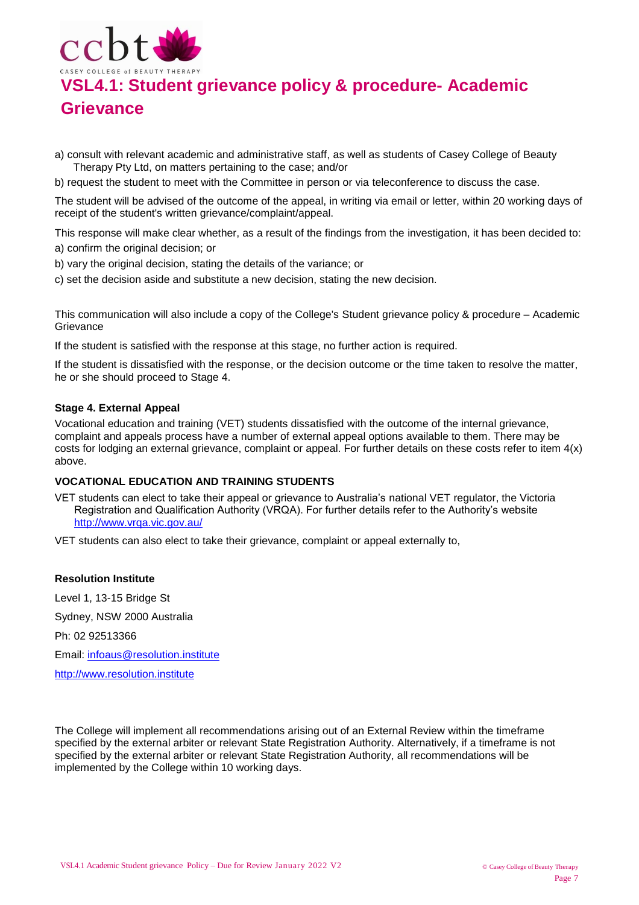a) consult with relevant academic and administrative staff, as well as students of Casey College of Beauty Therapy Pty Ltd, on matters pertaining to the case; and/or

b) request the student to meet with the Committee in person or via teleconference to discuss the case.

The student will be advised of the outcome of the appeal, in writing via email or letter, within 20 working days of receipt of the student's written grievance/complaint/appeal.

This response will make clear whether, as a result of the findings from the investigation, it has been decided to:

a) confirm the original decision; or

b) vary the original decision, stating the details of the variance; or

c) set the decision aside and substitute a new decision, stating the new decision.

This communication will also include a copy of the College's Student grievance policy & procedure – Academic Grievance

If the student is satisfied with the response at this stage, no further action is required.

If the student is dissatisfied with the response, or the decision outcome or the time taken to resolve the matter, he or she should proceed to Stage 4.

**Stage 4. External Appeal**

Vocational education and training (VET) students dissatisfied with the outcome of the internal grievance, complaint and appeals process have a number of external appeal options available to them. There may be costs for lodging an external grievance, complaint or appeal. For further details on these costs refer to item 4(x) above.

**VOCATIONAL EDUCATION AND TRAINING STUDENTS**

VET students can elect to take their appeal or grievance to Australia's national VET regulator, the Victoria Registration and Qualification Authority (VRQA). For further details refer to the Authority's website http://www.vrqa.vic.gov.au/

VET students can also elect to take their grievance, complaint or appeal externally to,

**Resolution Institute**

Level 1, 13-15 Bridge St

Sydney, NSW 2000 Australia

Ph: 02 92513366

Email: infoaus@resolution.institute

http://www.resolution.institute

The College will implement all recommendations arising out of an External Review within the timeframe specified by the external arbiter or relevant State Registration Authority. Alternatively, if a timeframe is not specified by the external arbiter or relevant State Registration Authority, all recommendations will be implemented by the College within 10 working days.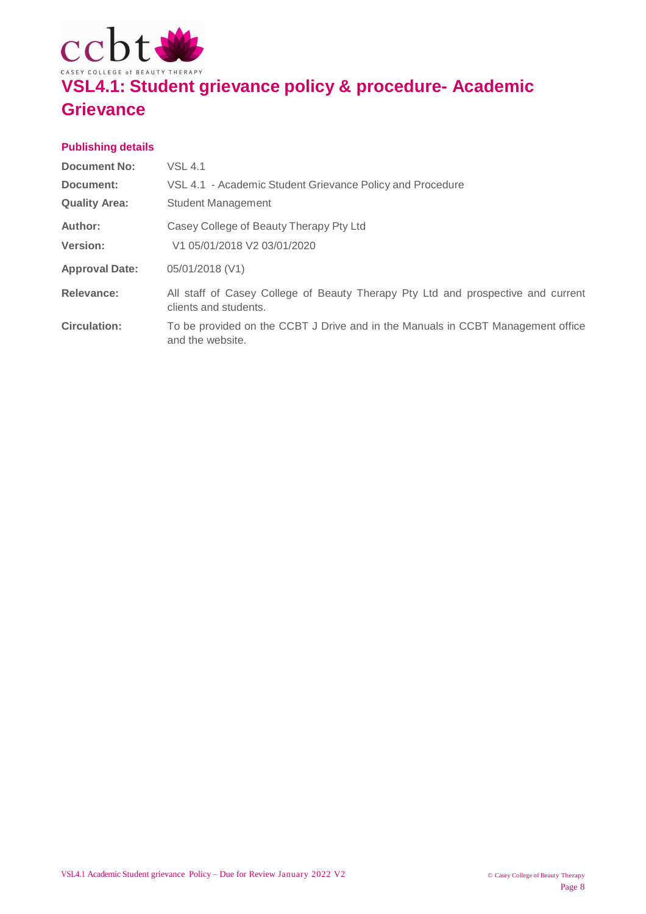# VSL4.1: Student grievance policy & procedure- Academic Grievance

### Publishing details

| | |
|---|---|
| **Document No:** | VSL 4.1 |
| **Document:** | VSL 4.1 - Academic Student Grievance Policy and Procedure |
| **Quality Area:** | Student Management |
| **Author:** | Casey College of Beauty Therapy Pty Ltd |
| **Version:** | V1 05/01/2018 V2 03/01/2020 |
| **Approval Date:** | 05/01/2018 (V1) |
| **Relevance:** | All staff of Casey College of Beauty Therapy Pty Ltd and prospective and current clients and students. |
| **Circulation:** | To be provided on the CCBT J Drive and in the Manuals in CCBT Management office and the website. |